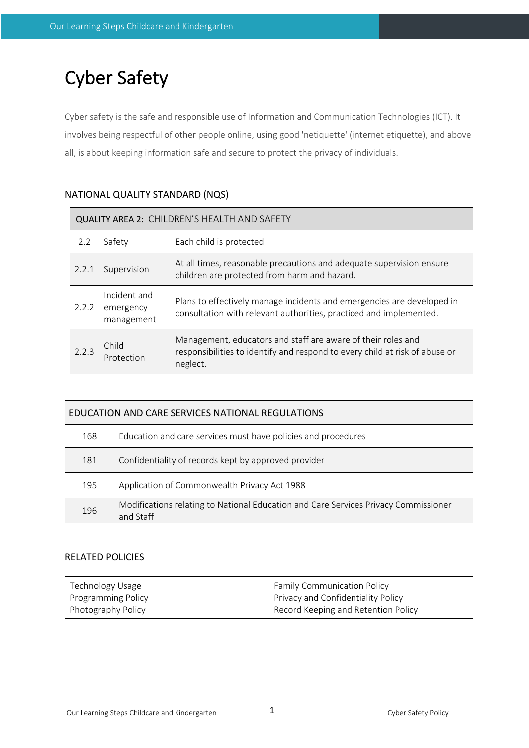# Cyber Safety

Cyber safety is the safe and responsible use of Information and Communication Technologies (ICT). It involves being respectful of other people online, using good 'netiquette' (internet etiquette), and above all, is about keeping information safe and secure to protect the privacy of individuals.

## NATIONAL QUALITY STANDARD (NQS)

| QUALITY AREA 2: CHILDREN'S HEALTH AND SAFETY | | |
|---|---|---|
| 2.2 | Safety | Each child is protected |
| 2.2.1 | Supervision | At all times, reasonable precautions and adequate supervision ensure children are protected from harm and hazard. |
| 2.2.2 | Incident and emergency management | Plans to effectively manage incidents and emergencies are developed in consultation with relevant authorities, practiced and implemented. |
| 2.2.3 | Child Protection | Management, educators and staff are aware of their roles and responsibilities to identify and respond to every child at risk of abuse or neglect. |

| EDUCATION AND CARE SERVICES NATIONAL REGULATIONS | |
|---|---|
| 168 | Education and care services must have policies and procedures |
| 181 | Confidentiality of records kept by approved provider |
| 195 | Application of Commonwealth Privacy Act 1988 |
| 196 | Modifications relating to National Education and Care Services Privacy Commissioner and Staff |

## RELATED POLICIES

| | |
|---|---|
| Technology Usage<br>Programming Policy<br>Photography Policy | Family Communication Policy<br>Privacy and Confidentiality Policy<br>Record Keeping and Retention Policy |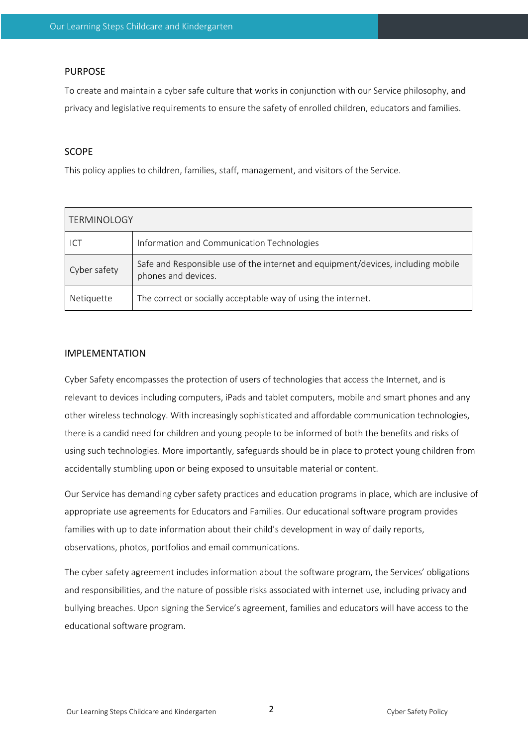## PURPOSE

To create and maintain a cyber safe culture that works in conjunction with our Service philosophy, and privacy and legislative requirements to ensure the safety of enrolled children, educators and families.

## SCOPE

This policy applies to children, families, staff, management, and visitors of the Service.

| TERMINOLOGY | |
|---|---|
| ICT | Information and Communication Technologies |
| Cyber safety | Safe and Responsible use of the internet and equipment/devices, including mobile phones and devices. |
| Netiquette | The correct or socially acceptable way of using the internet. |

## IMPLEMENTATION

Cyber Safety encompasses the protection of users of technologies that access the Internet, and is relevant to devices including computers, iPads and tablet computers, mobile and smart phones and any other wireless technology. With increasingly sophisticated and affordable communication technologies, there is a candid need for children and young people to be informed of both the benefits and risks of using such technologies. More importantly, safeguards should be in place to protect young children from accidentally stumbling upon or being exposed to unsuitable material or content.

Our Service has demanding cyber safety practices and education programs in place, which are inclusive of appropriate use agreements for Educators and Families. Our educational software program provides families with up to date information about their child's development in way of daily reports, observations, photos, portfolios and email communications.

The cyber safety agreement includes information about the software program, the Services' obligations and responsibilities, and the nature of possible risks associated with internet use, including privacy and bullying breaches. Upon signing the Service's agreement, families and educators will have access to the educational software program.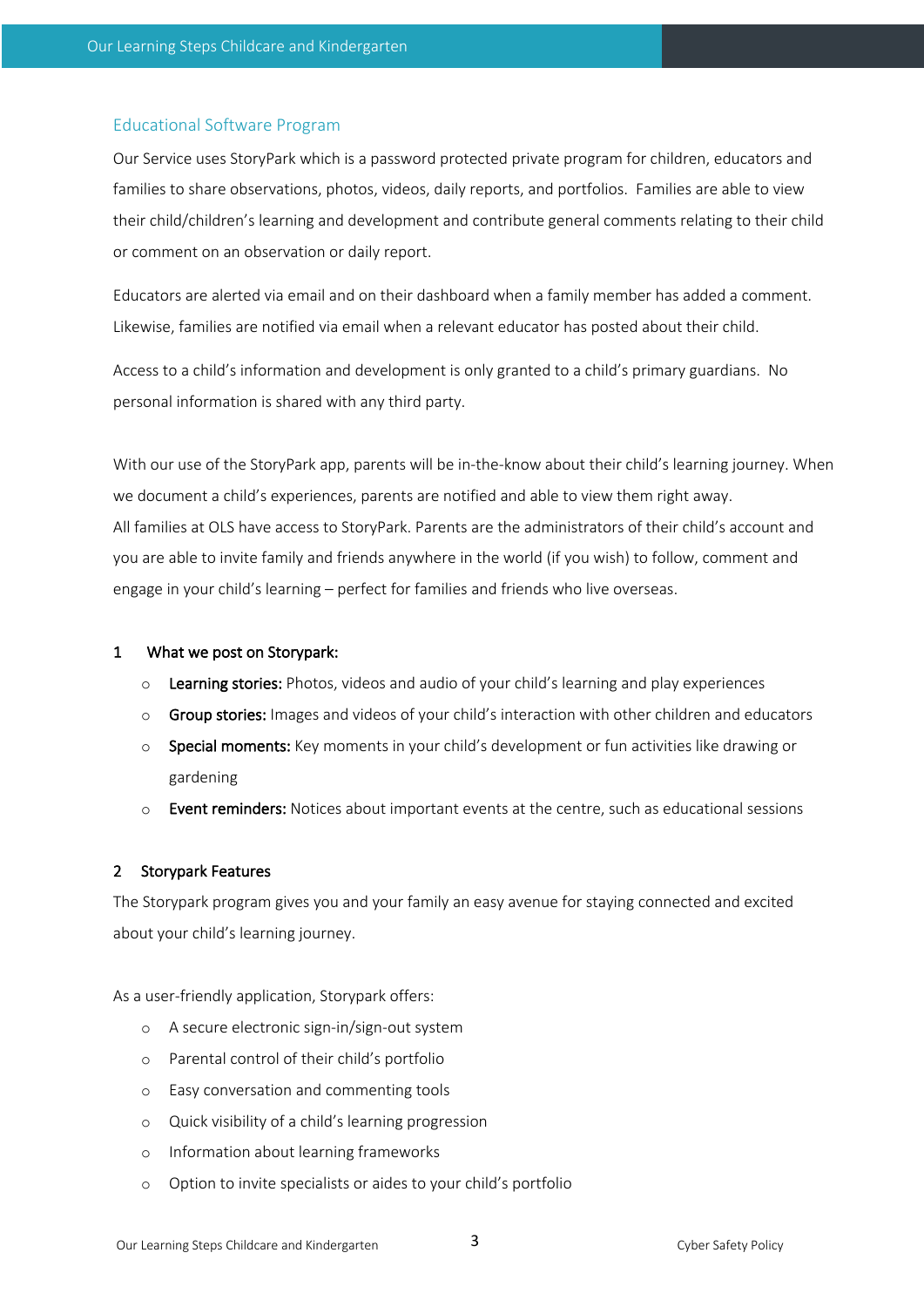## Educational Software Program

Our Service uses StoryPark which is a password protected private program for children, educators and families to share observations, photos, videos, daily reports, and portfolios. Families are able to view their child/children's learning and development and contribute general comments relating to their child or comment on an observation or daily report.

Educators are alerted via email and on their dashboard when a family member has added a comment. Likewise, families are notified via email when a relevant educator has posted about their child.

Access to a child's information and development is only granted to a child's primary guardians. No personal information is shared with any third party.

With our use of the StoryPark app, parents will be in-the-know about their child's learning journey. When we document a child's experiences, parents are notified and able to view them right away.
All families at OLS have access to StoryPark. Parents are the administrators of their child's account and you are able to invite family and friends anywhere in the world (if you wish) to follow, comment and engage in your child's learning – perfect for families and friends who live overseas.

### 1 What we post on Storypark:

- **Learning stories:** Photos, videos and audio of your child's learning and play experiences
- **Group stories:** Images and videos of your child's interaction with other children and educators
- **Special moments:** Key moments in your child's development or fun activities like drawing or gardening
- **Event reminders:** Notices about important events at the centre, such as educational sessions

### 2 Storypark Features

The Storypark program gives you and your family an easy avenue for staying connected and excited about your child's learning journey.

As a user-friendly application, Storypark offers:

- A secure electronic sign-in/sign-out system
- Parental control of their child's portfolio
- Easy conversation and commenting tools
- Quick visibility of a child's learning progression
- Information about learning frameworks
- Option to invite specialists or aides to your child's portfolio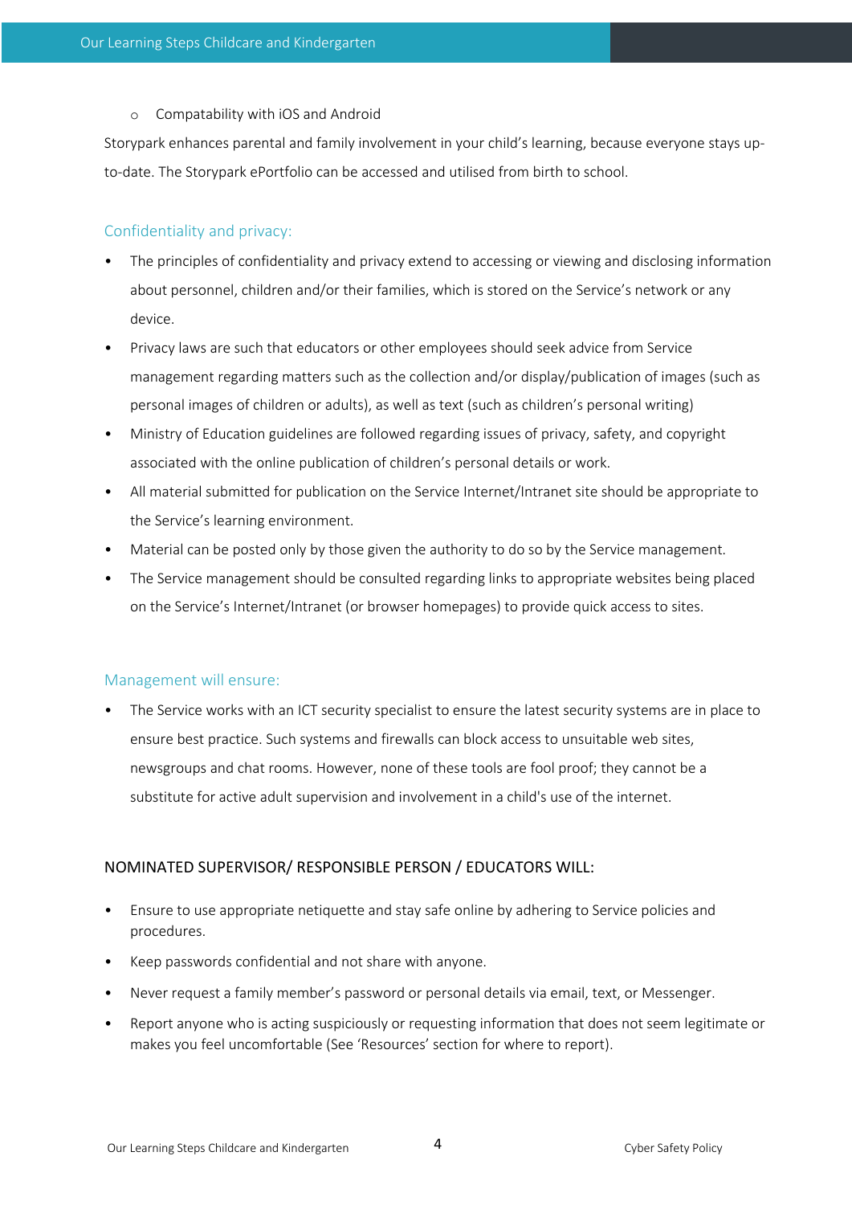- Compatability with iOS and Android

Storypark enhances parental and family involvement in your child's learning, because everyone stays up-to-date. The Storypark ePortfolio can be accessed and utilised from birth to school.

## Confidentiality and privacy:

- The principles of confidentiality and privacy extend to accessing or viewing and disclosing information about personnel, children and/or their families, which is stored on the Service's network or any device.
- Privacy laws are such that educators or other employees should seek advice from Service management regarding matters such as the collection and/or display/publication of images (such as personal images of children or adults), as well as text (such as children's personal writing)
- Ministry of Education guidelines are followed regarding issues of privacy, safety, and copyright associated with the online publication of children's personal details or work.
- All material submitted for publication on the Service Internet/Intranet site should be appropriate to the Service's learning environment.
- Material can be posted only by those given the authority to do so by the Service management.
- The Service management should be consulted regarding links to appropriate websites being placed on the Service's Internet/Intranet (or browser homepages) to provide quick access to sites.

## Management will ensure:

- The Service works with an ICT security specialist to ensure the latest security systems are in place to ensure best practice. Such systems and firewalls can block access to unsuitable web sites, newsgroups and chat rooms. However, none of these tools are fool proof; they cannot be a substitute for active adult supervision and involvement in a child's use of the internet.

## NOMINATED SUPERVISOR/ RESPONSIBLE PERSON / EDUCATORS WILL:

- Ensure to use appropriate netiquette and stay safe online by adhering to Service policies and procedures.
- Keep passwords confidential and not share with anyone.
- Never request a family member's password or personal details via email, text, or Messenger.
- Report anyone who is acting suspiciously or requesting information that does not seem legitimate or makes you feel uncomfortable (See 'Resources' section for where to report).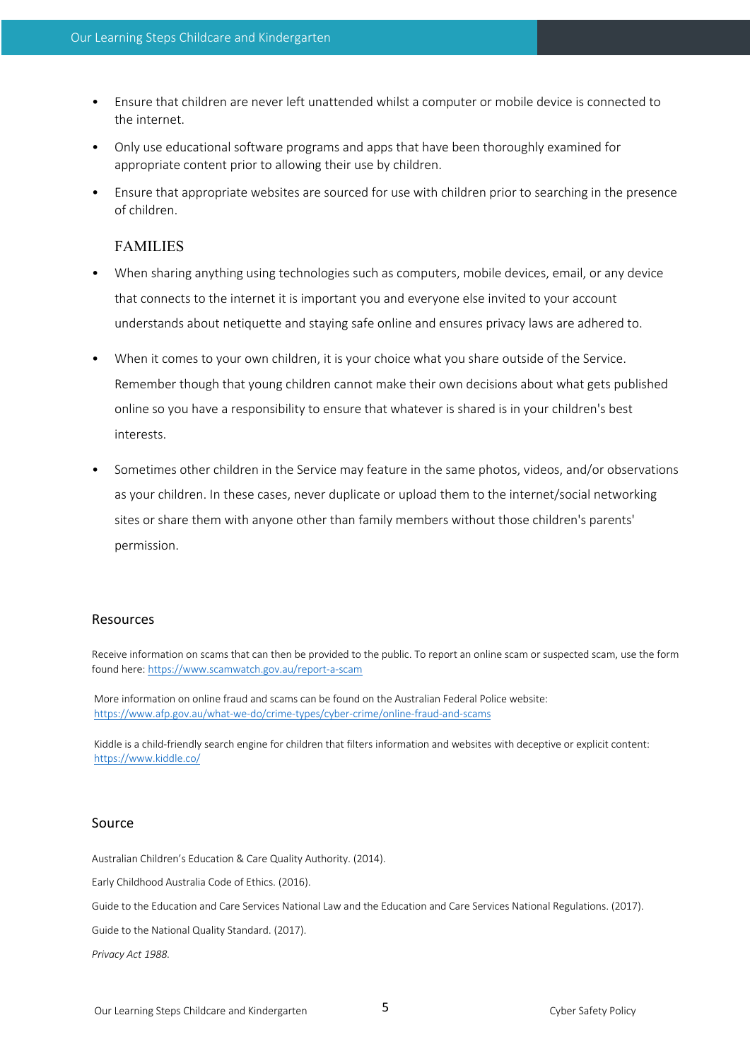- Ensure that children are never left unattended whilst a computer or mobile device is connected to the internet.
- Only use educational software programs and apps that have been thoroughly examined for appropriate content prior to allowing their use by children.
- Ensure that appropriate websites are sourced for use with children prior to searching in the presence of children.

### FAMILIES

- When sharing anything using technologies such as computers, mobile devices, email, or any device that connects to the internet it is important you and everyone else invited to your account understands about netiquette and staying safe online and ensures privacy laws are adhered to.
- When it comes to your own children, it is your choice what you share outside of the Service. Remember though that young children cannot make their own decisions about what gets published online so you have a responsibility to ensure that whatever is shared is in your children's best interests.
- Sometimes other children in the Service may feature in the same photos, videos, and/or observations as your children. In these cases, never duplicate or upload them to the internet/social networking sites or share them with anyone other than family members without those children's parents' permission.

## Resources

Receive information on scams that can then be provided to the public. To report an online scam or suspected scam, use the form found here: https://www.scamwatch.gov.au/report-a-scam

More information on online fraud and scams can be found on the Australian Federal Police website: https://www.afp.gov.au/what-we-do/crime-types/cyber-crime/online-fraud-and-scams

Kiddle is a child-friendly search engine for children that filters information and websites with deceptive or explicit content: https://www.kiddle.co/

## Source

Australian Children's Education & Care Quality Authority. (2014).

Early Childhood Australia Code of Ethics. (2016).

Guide to the Education and Care Services National Law and the Education and Care Services National Regulations. (2017).

Guide to the National Quality Standard. (2017).

*Privacy Act 1988.*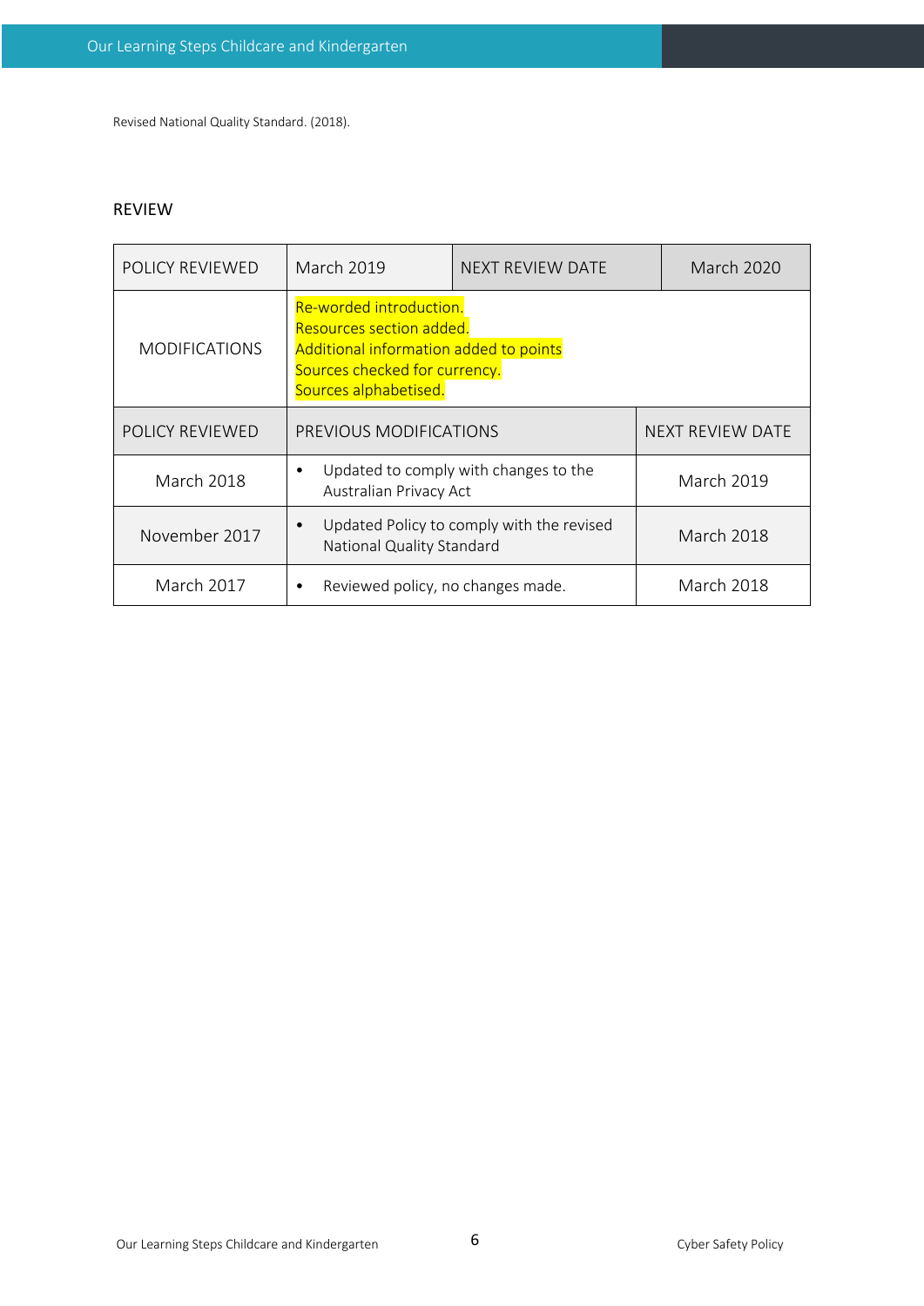Revised National Quality Standard. (2018).

## REVIEW

| POLICY REVIEWED | March 2019 | NEXT REVIEW DATE | March 2020 |
|---|---|---|---|
| MODIFICATIONS | Re-worded introduction.<br>Resources section added.<br>Additional information added to points<br>Sources checked for currency.<br>Sources alphabetised. | | |

| POLICY REVIEWED | PREVIOUS MODIFICATIONS | NEXT REVIEW DATE |
|---|---|---|
| March 2018 | • Updated to comply with changes to the Australian Privacy Act | March 2019 |
| November 2017 | • Updated Policy to comply with the revised National Quality Standard | March 2018 |
| March 2017 | • Reviewed policy, no changes made. | March 2018 |